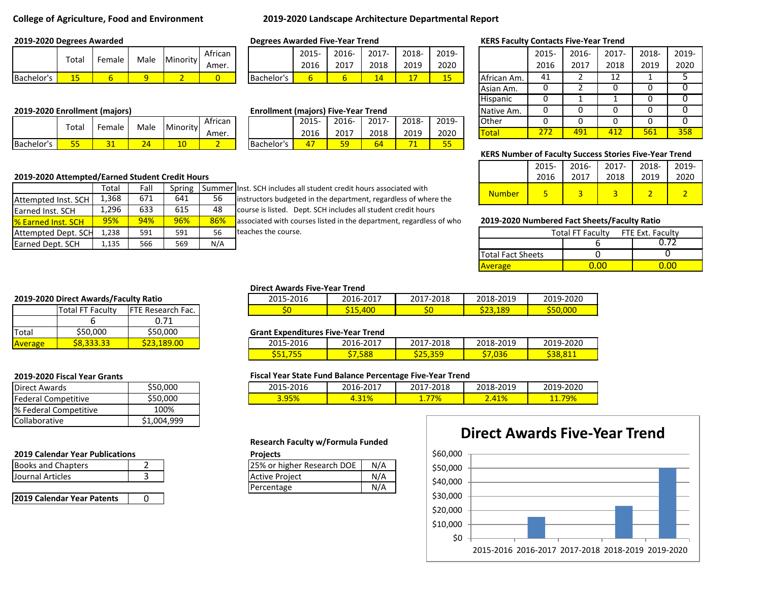**College of Agriculture, Food and Environment**

**2019-2020 Landscape Architecture Departmental Report**

### 2019-2020 Degrees Awarded

| | Total | Female | Male | Minority | African Amer. |
|---|---|---|---|---|---|
| Bachelor's | 15 | 6 | 9 | 2 | 0 |

### Degrees Awarded Five-Year Trend

| | 2015-2016 | 2016-2017 | 2017-2018 | 2018-2019 | 2019-2020 |
|---|---|---|---|---|---|
| Bachelor's | 6 | 6 | 14 | 17 | 15 |

### KERS Faculty Contacts Five-Year Trend

| | 2015-2016 | 2016-2017 | 2017-2018 | 2018-2019 | 2019-2020 |
|---|---|---|---|---|---|
| African Am. | 41 | 2 | 12 | 1 | 5 |
| Asian Am. | 0 | 2 | 0 | 0 | 0 |
| Hispanic | 0 | 1 | 1 | 0 | 0 |
| Native Am. | 0 | 0 | 0 | 0 | 0 |
| Other | 0 | 0 | 0 | 0 | 0 |
| Total | 272 | 491 | 412 | 561 | 358 |

### 2019-2020 Enrollment (majors)

| | Total | Female | Male | Minority | African Amer. |
|---|---|---|---|---|---|
| Bachelor's | 55 | 31 | 24 | 10 | 2 |

### Enrollment (majors) Five-Year Trend

| | 2015-2016 | 2016-2017 | 2017-2018 | 2018-2019 | 2019-2020 |
|---|---|---|---|---|---|
| Bachelor's | 47 | 59 | 64 | 71 | 55 |

### KERS Number of Faculty Success Stories Five-Year Trend

| | 2015-2016 | 2016-2017 | 2017-2018 | 2018-2019 | 2019-2020 |
|---|---|---|---|---|---|
| Number | 5 | 3 | 3 | 2 | 2 |

### 2019-2020 Attempted/Earned Student Credit Hours

| | Total | Fall | Spring | Summer |
|---|---|---|---|---|
| Attempted Inst. SCH | 1,368 | 671 | 641 | 56 |
| Earned Inst. SCH | 1,296 | 633 | 615 | 48 |
| % Earned Inst. SCH | 95% | 94% | 96% | 86% |
| Attempted Dept. SCH | 1,238 | 591 | 591 | 56 |
| Earned Dept. SCH | 1,135 | 566 | 569 | N/A |

Inst. SCH includes all student credit hours associated with instructors budgeted in the department, regardless of where the course is listed. Dept. SCH includes all student credit hours associated with courses listed in the department, regardless of who teaches the course.

### 2019-2020 Numbered Fact Sheets/Faculty Ratio

| | Total FT Faculty | FTE Ext. Faculty |
|---|---|---|
| | 6 | 0.72 |
| Total Fact Sheets | 0 | 0 |
| Average | 0.00 | 0.00 |

### 2019-2020 Direct Awards/Faculty Ratio

| | Total FT Faculty | FTE Research Fac. |
|---|---|---|
| | 6 | 0.71 |
| Total | $50,000 | $50,000 |
| Average | $8,333.33 | $23,189.00 |

### Direct Awards Five-Year Trend

| 2015-2016 | 2016-2017 | 2017-2018 | 2018-2019 | 2019-2020 |
|---|---|---|---|---|
| $0 | $15,400 | $0 | $23,189 | $50,000 |

### Grant Expenditures Five-Year Trend

| 2015-2016 | 2016-2017 | 2017-2018 | 2018-2019 | 2019-2020 |
|---|---|---|---|---|
| $51,755 | $7,588 | $25,359 | $7,036 | $38,811 |

### 2019-2020 Fiscal Year Grants

| | |
|---|---|
| Direct Awards | $50,000 |
| Federal Competitive | $50,000 |
| % Federal Competitive | 100% |
| Collaborative | $1,004,999 |

### Fiscal Year State Fund Balance Percentage Five-Year Trend

| 2015-2016 | 2016-2017 | 2017-2018 | 2018-2019 | 2019-2020 |
|---|---|---|---|---|
| 3.95% | 4.31% | 1.77% | 2.41% | 11.79% |

### 2019 Calendar Year Publications

| | |
|---|---|
| Books and Chapters | 2 |
| Journal Articles | 3 |

| | |
|---|---|
| **2019 Calendar Year Patents** | 0 |

### Research Faculty w/Formula Funded Projects

| | |
|---|---|
| 25% or higher Research DOE | N/A |
| Active Project | N/A |
| Percentage | N/A |

### Direct Awards Five-Year Trend

| Year | Direct Awards |
|---|---|
| 2015-2016 | $0 |
| 2016-2017 | $15,400 |
| 2017-2018 | $0 |
| 2018-2019 | $23,189 |
| 2019-2020 | $50,000 |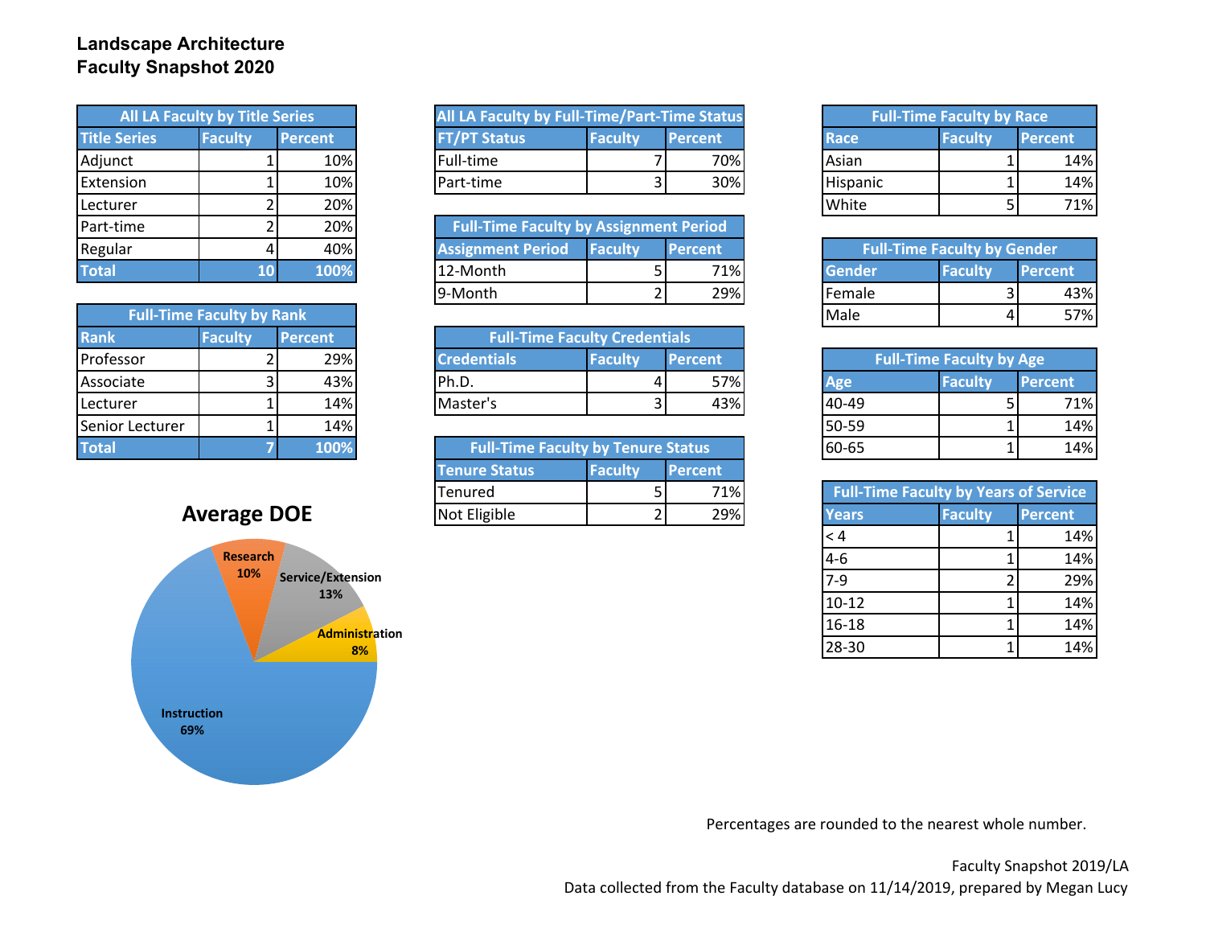# Landscape Architecture
# Faculty Snapshot 2020

| All LA Faculty by Title Series | | |
|---|---|---|
| Title Series | Faculty | Percent |
| Adjunct | 1 | 10% |
| Extension | 1 | 10% |
| Lecturer | 2 | 20% |
| Part-time | 2 | 20% |
| Regular | 4 | 40% |
| Total | 10 | 100% |

| Full-Time Faculty by Rank | | |
|---|---|---|
| Rank | Faculty | Percent |
| Professor | 2 | 29% |
| Associate | 3 | 43% |
| Lecturer | 1 | 14% |
| Senior Lecturer | 1 | 14% |
| Total | 7 | 100% |

**Average DOE**

Research 10%
Service/Extension 13%
Administration 8%
Instruction 69%

| All LA Faculty by Full-Time/Part-Time Status | | |
|---|---|---|
| FT/PT Status | Faculty | Percent |
| Full-time | 7 | 70% |
| Part-time | 3 | 30% |

| Full-Time Faculty by Assignment Period | | |
|---|---|---|
| Assignment Period | Faculty | Percent |
| 12-Month | 5 | 71% |
| 9-Month | 2 | 29% |

| Full-Time Faculty Credentials | | |
|---|---|---|
| Credentials | Faculty | Percent |
| Ph.D. | 4 | 57% |
| Master's | 3 | 43% |

| Full-Time Faculty by Tenure Status | | |
|---|---|---|
| Tenure Status | Faculty | Percent |
| Tenured | 5 | 71% |
| Not Eligible | 2 | 29% |

| Full-Time Faculty by Race | | |
|---|---|---|
| Race | Faculty | Percent |
| Asian | 1 | 14% |
| Hispanic | 1 | 14% |
| White | 5 | 71% |

| Full-Time Faculty by Gender | | |
|---|---|---|
| Gender | Faculty | Percent |
| Female | 3 | 43% |
| Male | 4 | 57% |

| Full-Time Faculty by Age | | |
|---|---|---|
| Age | Faculty | Percent |
| 40-49 | 5 | 71% |
| 50-59 | 1 | 14% |
| 60-65 | 1 | 14% |

| Full-Time Faculty by Years of Service | | |
|---|---|---|
| Years | Faculty | Percent |
| < 4 | 1 | 14% |
| 4-6 | 1 | 14% |
| 7-9 | 2 | 29% |
| 10-12 | 1 | 14% |
| 16-18 | 1 | 14% |
| 28-30 | 1 | 14% |

Percentages are rounded to the nearest whole number.

Faculty Snapshot 2019/LA
Data collected from the Faculty database on 11/14/2019, prepared by Megan Lucy